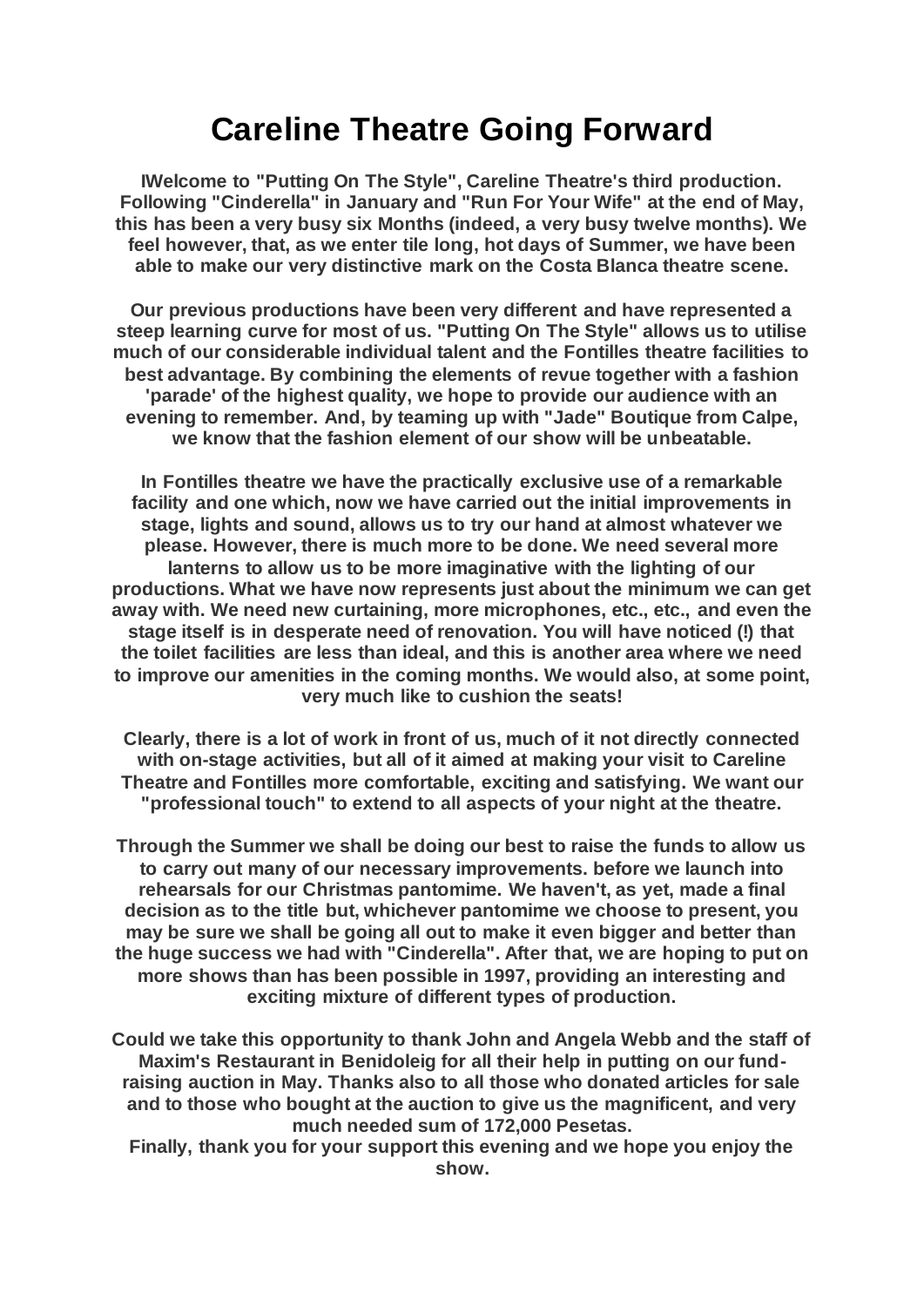# Careline Theatre Going Forward

**IWelcome to "Putting On The Style", Careline Theatre's third production. Following "Cinderella" in January and "Run For Your Wife" at the end of May, this has been a very busy six Months (indeed, a very busy twelve months). We feel however, that, as we enter tile long, hot days of Summer, we have been able to make our very distinctive mark on the Costa Blanca theatre scene.**

**Our previous productions have been very different and have represented a steep learning curve for most of us. "Putting On The Style" allows us to utilise much of our considerable individual talent and the Fontilles theatre facilities to best advantage. By combining the elements of revue together with a fashion 'parade' of the highest quality, we hope to provide our audience with an evening to remember. And, by teaming up with "Jade" Boutique from Calpe, we know that the fashion element of our show will be unbeatable.**

**In Fontilles theatre we have the practically exclusive use of a remarkable facility and one which, now we have carried out the initial improvements in stage, lights and sound, allows us to try our hand at almost whatever we please. However, there is much more to be done. We need several more lanterns to allow us to be more imaginative with the lighting of our productions. What we have now represents just about the minimum we can get away with. We need new curtaining, more microphones, etc., etc., and even the stage itself is in desperate need of renovation. You will have noticed (!) that the toilet facilities are less than ideal, and this is another area where we need to improve our amenities in the coming months. We would also, at some point, very much like to cushion the seats!**

**Clearly, there is a lot of work in front of us, much of it not directly connected with on-stage activities, but all of it aimed at making your visit to Careline Theatre and Fontilles more comfortable, exciting and satisfying. We want our "professional touch" to extend to all aspects of your night at the theatre.**

**Through the Summer we shall be doing our best to raise the funds to allow us to carry out many of our necessary improvements. before we launch into rehearsals for our Christmas pantomime. We haven't, as yet, made a final decision as to the title but, whichever pantomime we choose to present, you may be sure we shall be going all out to make it even bigger and better than the huge success we had with "Cinderella". After that, we are hoping to put on more shows than has been possible in 1997, providing an interesting and exciting mixture of different types of production.**

**Could we take this opportunity to thank John and Angela Webb and the staff of Maxim's Restaurant in Benidoleig for all their help in putting on our fund-raising auction in May. Thanks also to all those who donated articles for sale and to those who bought at the auction to give us the magnificent, and very much needed sum of 172,000 Pesetas.**
**Finally, thank you for your support this evening and we hope you enjoy the show.**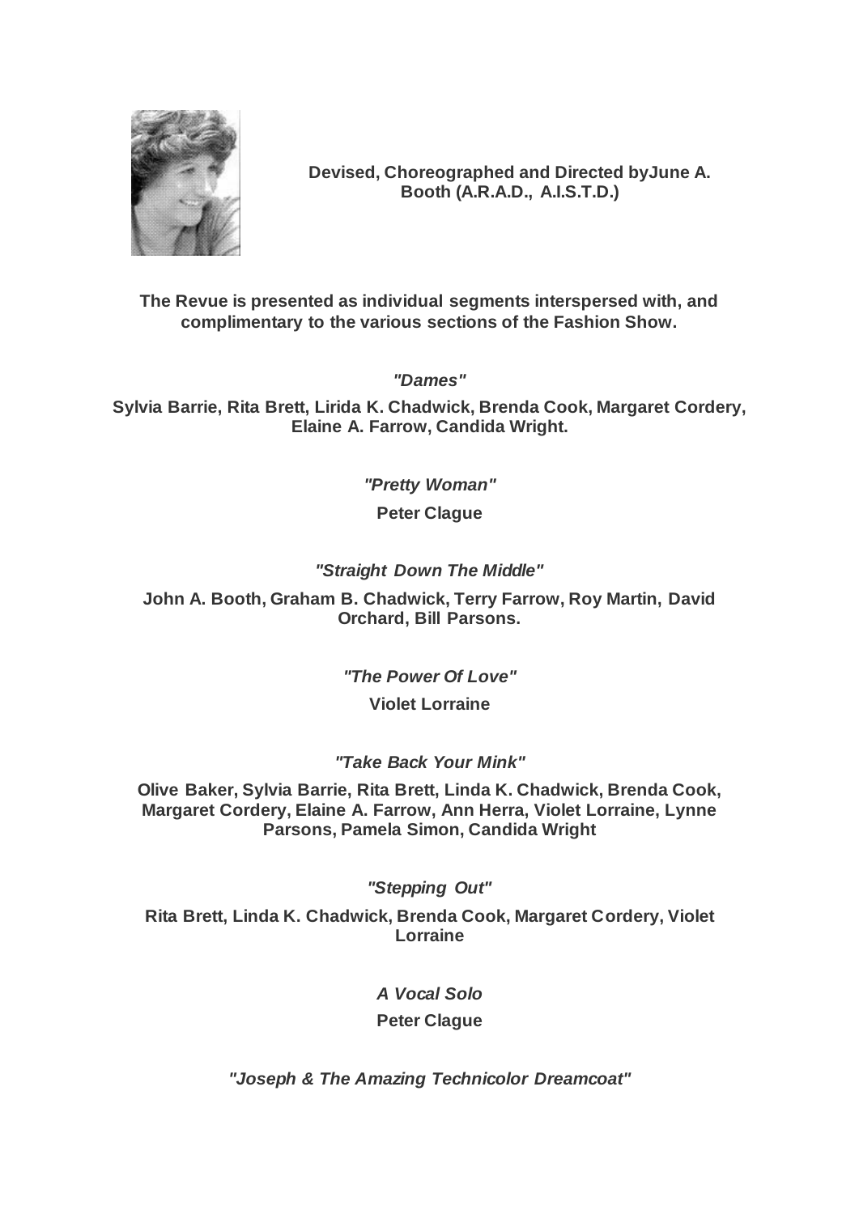**Devised, Choreographed and Directed byJune A. Booth (A.R.A.D., A.I.S.T.D.)**

**The Revue is presented as individual segments interspersed with, and complimentary to the various sections of the Fashion Show.**

***"Dames"***

**Sylvia Barrie, Rita Brett, Lirida K. Chadwick, Brenda Cook, Margaret Cordery, Elaine A. Farrow, Candida Wright.**

***"Pretty Woman"***

**Peter Clague**

***"Straight Down The Middle"***

**John A. Booth, Graham B. Chadwick, Terry Farrow, Roy Martin, David Orchard, Bill Parsons.**

***"The Power Of Love"***

**Violet Lorraine**

***"Take Back Your Mink"***

**Olive Baker, Sylvia Barrie, Rita Brett, Linda K. Chadwick, Brenda Cook, Margaret Cordery, Elaine A. Farrow, Ann Herra, Violet Lorraine, Lynne Parsons, Pamela Simon, Candida Wright**

***"Stepping Out"***

**Rita Brett, Linda K. Chadwick, Brenda Cook, Margaret Cordery, Violet Lorraine**

***A Vocal Solo***

**Peter Clague**

***"Joseph & The Amazing Technicolor Dreamcoat"***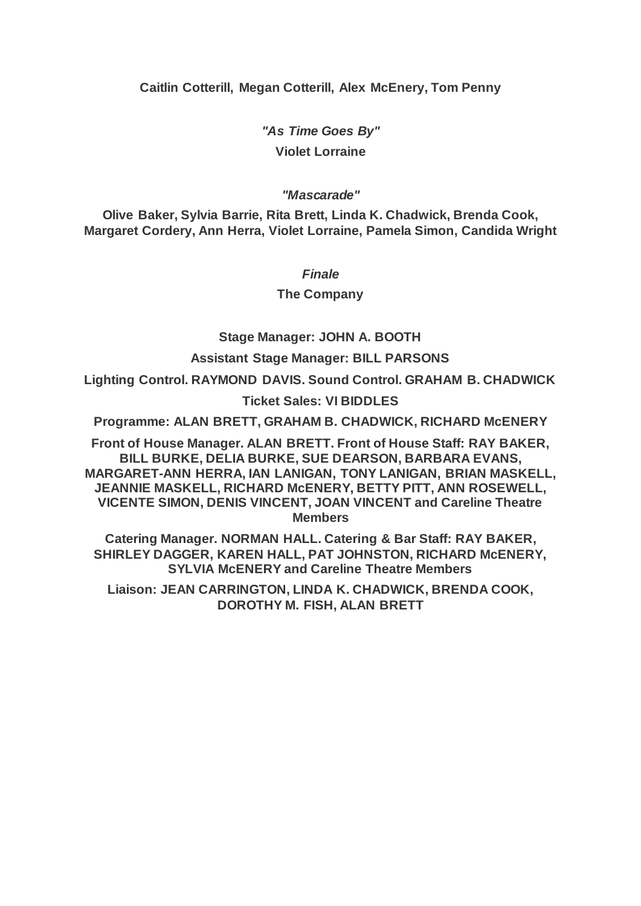**Caitlin Cotterill, Megan Cotterill, Alex McEnery, Tom Penny**

***"As Time Goes By"***

**Violet Lorraine**

***"Mascarade"***

**Olive Baker, Sylvia Barrie, Rita Brett, Linda K. Chadwick, Brenda Cook, Margaret Cordery, Ann Herra, Violet Lorraine, Pamela Simon, Candida Wright**

***Finale***

**The Company**

**Stage Manager: JOHN A. BOOTH**

**Assistant Stage Manager: BILL PARSONS**

**Lighting Control. RAYMOND DAVIS. Sound Control. GRAHAM B. CHADWICK**

**Ticket Sales: VI BIDDLES**

**Programme: ALAN BRETT, GRAHAM B. CHADWICK, RICHARD McENERY**

**Front of House Manager. ALAN BRETT. Front of House Staff: RAY BAKER, BILL BURKE, DELIA BURKE, SUE DEARSON, BARBARA EVANS, MARGARET-ANN HERRA, IAN LANIGAN, TONY LANIGAN, BRIAN MASKELL, JEANNIE MASKELL, RICHARD McENERY, BETTY PITT, ANN ROSEWELL, VICENTE SIMON, DENIS VINCENT, JOAN VINCENT and Careline Theatre Members**

**Catering Manager. NORMAN HALL. Catering & Bar Staff: RAY BAKER, SHIRLEY DAGGER, KAREN HALL, PAT JOHNSTON, RICHARD McENERY, SYLVIA McENERY and Careline Theatre Members**

**Liaison: JEAN CARRINGTON, LINDA K. CHADWICK, BRENDA COOK, DOROTHY M. FISH, ALAN BRETT**